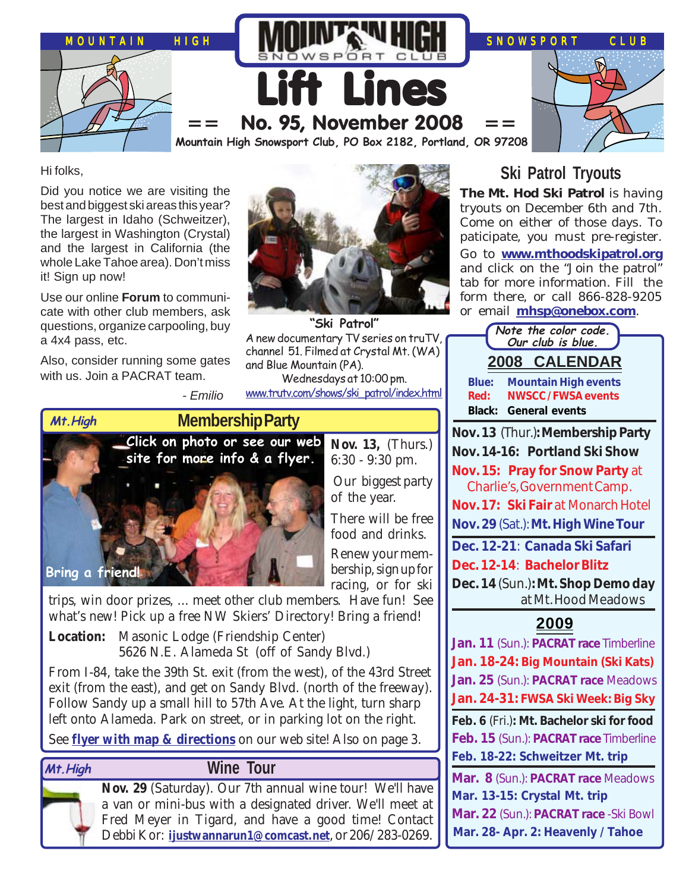MOUNTAIN HIGH SNOWSPORT CLUB

# Lift Lines

## == No. 95, November 2008 ==

**Mountain High Snowsport Club, PO Box 2182, Portland, OR 97208**

Hi folks,

Did you notice we are visiting the best and biggest ski areas this year? The largest in Idaho (Schweitzer), the largest in Washington (Crystal) and the largest in California (the whole Lake Tahoe area). Don't miss it! Sign up now!

Use our online **Forum** to communicate with other club members, ask questions, organize carpooling, buy a 4x4 pass, etc.

Also, consider running some gates with us. Join a PACRAT team.

- *Emilio*

**"Ski Patrol"**

A new documentary TV series on truTV, channel 51. Filmed at Crystal Mt. (WA) and Blue Mountain (PA).
Wednesdays at 10:00 pm.
www.trutv.com/shows/ski_patrol/index.html

## Ski Patrol Tryouts

**The Mt. Hod Ski Patrol** is having tryouts on December 6th and 7th. Come on either of those days. To paticipate, you must pre-register. Go to **www.mthoodskipatrol.org** and click on the "Join the patrol" tab for more information. Fill the form there, or call 866-828-9205 or email **mhsp@onebox.com**.

## *Mt.High* Membership Party

*Click on photo or see our web site for more info & a flyer.*

*Bring a friend!*

**Nov. 13,** (Thurs.) 6:30 - 9:30 pm.

Our biggest party of the year.

There will be free food and drinks.

Renew your membership, sign up for racing, or for ski trips, win door prizes, ... meet other club members. Have fun! See what's new! Pick up a free NW Skiers' Directory! Bring a friend!

**Location:** Masonic Lodge (Friendship Center)
5626 N.E. Alameda St (off of Sandy Blvd.)

From I-84, take the 39th St. exit (from the west), of the 43rd Street exit (from the east), and get on Sandy Blvd. (north of the freeway). Follow Sandy up a small hill to 57th Ave. At the light, turn sharp left onto Alameda. Park on street, or in parking lot on the right.

See **flyer with map & directions** on our web site! Also on page 3.

## *Mt.High* Wine Tour

**Nov. 29** (Saturday). Our 7th annual wine tour! We'll have a van or mini-bus with a designated driver. We'll meet at Fred Meyer in Tigard, and have a good time! Contact Debbi Kor: **ijustwannarun1@comcast.net**, or 206/283-0269.

*Note the color code. Our club is blue.*

## 2008 CALENDAR

**Blue:** Mountain High events
**Red:** NWSCC / FWSA events
**Black:** General events

- **Nov. 13** (Thur.)**: Membership Party**
- **Nov. 14-16: Portland Ski Show**
- **Nov. 15: Pray for Snow Party** at Charlie's, Government Camp.
- **Nov. 17: Ski Fair** at Monarch Hotel
- **Nov. 29** (Sat.)**: Mt. High Wine Tour**
- **Dec. 12-21**: **Canada Ski Safari**
- **Dec. 12-14**: **Bachelor Blitz**
- **Dec. 14** (Sun.)**: Mt. Shop Demo day** at Mt. Hood Meadows

## 2009

- **Jan. 11** (Sun.): **PACRAT race** Timberline
- **Jan. 18-24: Big Mountain (Ski Kats)**
- **Jan. 25** (Sun.): **PACRAT race** Meadows
- **Jan. 24-31: FWSA Ski Week: Big Sky**
- **Feb. 6** (Fri.)**: Mt. Bachelor ski for food**
- **Feb. 15** (Sun.): **PACRAT race** Timberline
- **Feb. 18-22: Schweitzer Mt. trip**
- **Mar. 8** (Sun.): **PACRAT race** Meadows
- **Mar. 13-15: Crystal Mt. trip**
- **Mar. 22** (Sun.): **PACRAT race** -Ski Bowl
- **Mar. 28- Apr. 2: Heavenly / Tahoe**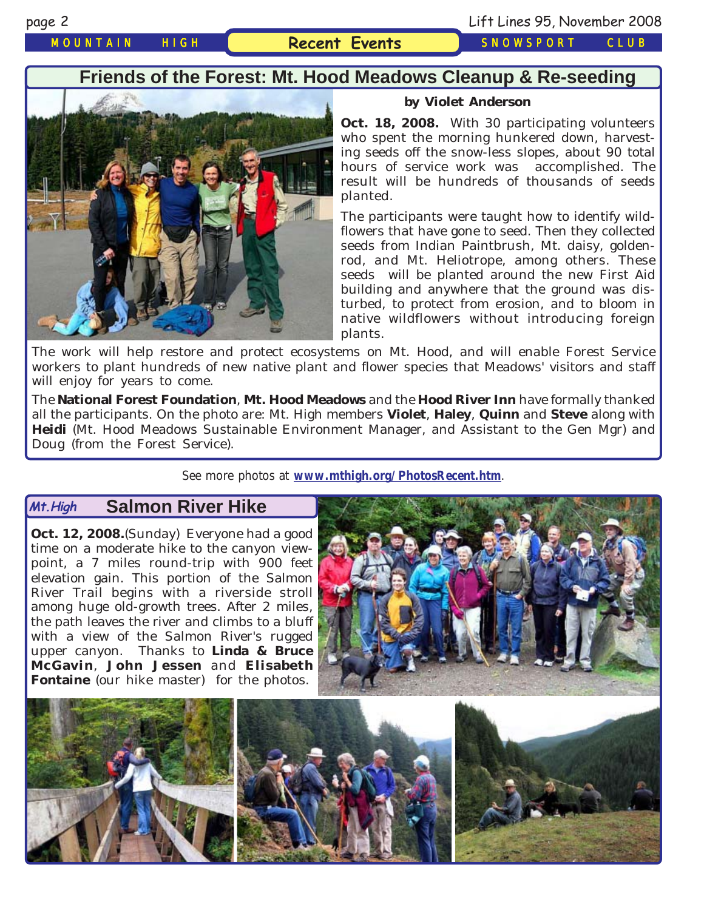MOUNTAIN HIGH **Recent Events** SNOWSPORT CLUB

## Friends of the Forest: Mt. Hood Meadows Cleanup & Re-seeding

**by Violet Anderson**

**Oct. 18, 2008.** With 30 participating volunteers who spent the morning hunkered down, harvesting seeds off the snow-less slopes, about 90 total hours of service work was accomplished. The result will be hundreds of thousands of seeds planted.

The participants were taught how to identify wildflowers that have gone to seed. Then they collected seeds from Indian Paintbrush, Mt. daisy, goldenrod, and Mt. Heliotrope, among others. These seeds will be planted around the new First Aid building and anywhere that the ground was disturbed, to protect from erosion, and to bloom in native wildflowers without introducing foreign plants.

The work will help restore and protect ecosystems on Mt. Hood, and will enable Forest Service workers to plant hundreds of new native plant and flower species that Meadows' visitors and staff will enjoy for years to come.

The **National Forest Foundation**, **Mt. Hood Meadows** and the **Hood River Inn** have formally thanked all the participants. On the photo are: Mt. High members **Violet**, **Haley**, **Quinn** and **Steve** along with **Heidi** (Mt. Hood Meadows Sustainable Environment Manager, and Assistant to the Gen Mgr) and Doug (from the Forest Service).

See more photos at **www.mthigh.org/PhotosRecent.htm**.

## *Mt.High* Salmon River Hike

**Oct. 12, 2008.** (Sunday) Everyone had a good time on a moderate hike to the canyon viewpoint, a 7 miles round-trip with 900 feet elevation gain. This portion of the Salmon River Trail begins with a riverside stroll among huge old-growth trees. After 2 miles, the path leaves the river and climbs to a bluff with a view of the Salmon River's rugged upper canyon. Thanks to **Linda & Bruce McGavin**, **John Jessen** and **Elisabeth Fontaine** (our hike master) for the photos.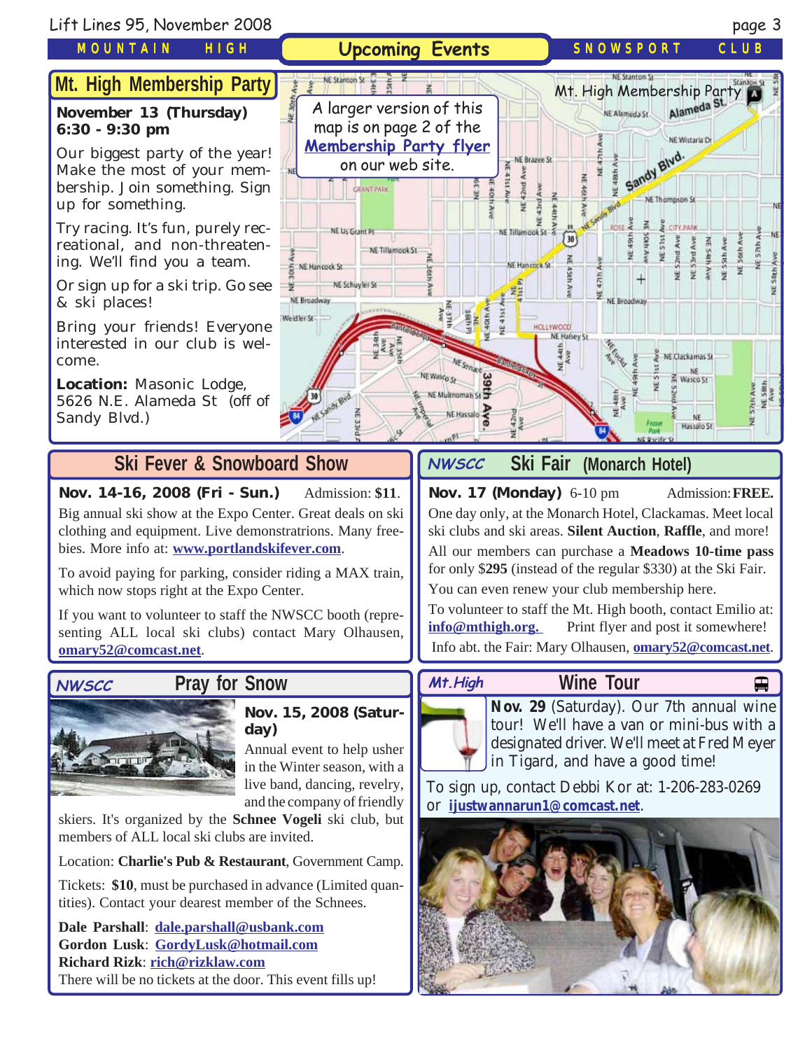# Upcoming Events

MOUNTAIN HIGH SNOWSPORT CLUB

## Mt. High Membership Party

**November 13 (Thursday)**
**6:30 - 9:30 pm**

Our biggest party of the year! Make the most of your membership. Join something. Sign up for something.

Try racing. It's fun, purely recreational, and non-threatening. We'll find you a team.

Or sign up for a ski trip. Go see & ski places!

Bring your friends! Everyone interested in our club is welcome.

**Location:** Masonic Lodge, 5626 N.E. Alameda St (off of Sandy Blvd.)

A larger version of this map is on page 2 of the Membership Party flyer on our web site.

## Ski Fever & Snowboard Show

**Nov. 14-16, 2008 (Fri - Sun.)** Admission: **$11**.

Big annual ski show at the Expo Center. Great deals on ski clothing and equipment. Live demonstrations. Many freebies. More info at: **www.portlandskifever.com**.

To avoid paying for parking, consider riding a MAX train, which now stops right at the Expo Center.

If you want to volunteer to staff the NWSCC booth (representing ALL local ski clubs) contact Mary Olhausen, **omary52@comcast.net**.

## NWSCC Ski Fair (Monarch Hotel)

**Nov. 17 (Monday)** 6-10 pm Admission: **FREE.**

One day only, at the Monarch Hotel, Clackamas. Meet local ski clubs and ski areas. **Silent Auction**, **Raffle**, and more!

All our members can purchase a **Meadows 10-time pass** for only $**295** (instead of the regular $330) at the Ski Fair.

You can even renew your club membership here.

To volunteer to staff the Mt. High booth, contact Emilio at: **info@mthigh.org.** Print flyer and post it somewhere!

Info abt. the Fair: Mary Olhausen, **omary52@comcast.net**.

## NWSCC Pray for Snow

**Nov. 15, 2008 (Saturday)**

Annual event to help usher in the Winter season, with a live band, dancing, revelry, and the company of friendly skiers. It's organized by the **Schnee Vogeli** ski club, but members of ALL local ski clubs are invited.

Location: **Charlie's Pub & Restaurant**, Government Camp.

Tickets: **$10**, must be purchased in advance (Limited quantities). Contact your dearest member of the Schnees.

**Dale Parshall**: **dale.parshall@usbank.com**
**Gordon Lusk**: **GordyLusk@hotmail.com**
**Richard Rizk**: **rich@rizklaw.com**
There will be no tickets at the door. This event fills up!

## Mt.High Wine Tour

**Nov. 29** (Saturday). Our 7th annual wine tour! We'll have a van or mini-bus with a designated driver. We'll meet at Fred Meyer in Tigard, and have a good time!

To sign up, contact Debbi Kor at: 1-206-283-0269 or **ijustwannarun1@comcast.net**.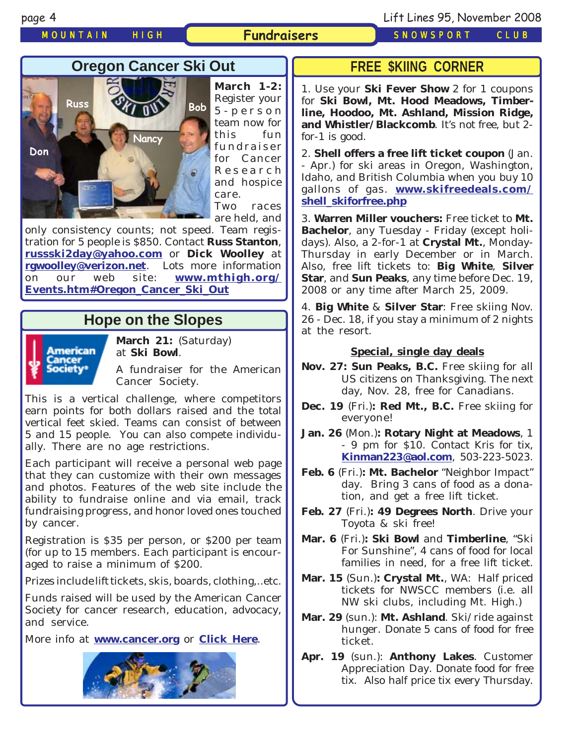## Fundraisers

## Oregon Cancer Ski Out

Russ Bob Nancy Don

**March 1-2:** Register your 5-person team now for this fun fundraiser for Cancer Research and hospice care. Two races are held, and only consistency counts; not speed. Team registration for 5 people is $850. Contact **Russ Stanton**, **russski2day@yahoo.com** or **Dick Woolley** at **rgwoolley@verizon.net**. Lots more information on our web site: **www.mthigh.org/Events.htm#Oregon_Cancer_Ski_Out**

## Hope on the Slopes

American Cancer Society®

**March 21:** (Saturday) at **Ski Bowl**.

A fundraiser for the American Cancer Society.

This is a vertical challenge, where competitors earn points for both dollars raised and the total vertical feet skied. Teams can consist of between 5 and 15 people. You can also compete individually. There are no age restrictions.

Each participant will receive a personal web page that they can customize with their own messages and photos. Features of the web site include the ability to fundraise online and via email, track fundraising progress, and honor loved ones touched by cancer.

Registration is $35 per person, or $200 per team (for up to 15 members. Each participant is encouraged to raise a minimum of $200.

Prizes include lift tickets, skis, boards, clothing,..etc.

Funds raised will be used by the American Cancer Society for cancer research, education, advocacy, and service.

More info at **www.cancer.org** or **Click Here**.

## FREE $KIING CORNER

1. Use your **Ski Fever Show** 2 for 1 coupons for **Ski Bowl, Mt. Hood Meadows, Timberline, Hoodoo, Mt. Ashland, Mission Ridge, and Whistler/Blackcomb**. It's not free, but 2-for-1 is good.

2. **Shell offers a free lift ticket coupon** (Jan. - Apr.) for ski areas in Oregon, Washington, Idaho, and British Columbia when you buy 10 gallons of gas. **www.skifreedeals.com/shell_skiforfree.php**

3. **Warren Miller vouchers:** Free ticket to **Mt. Bachelor**, any Tuesday - Friday (except holidays). Also, a 2-for-1 at **Crystal Mt.**, Monday-Thursday in early December or in March. Also, free lift tickets to: **Big White**, **Silver Star**, and **Sun Peaks**, any time before Dec. 19, 2008 or any time after March 25, 2009.

4. **Big White** & **Silver Star**: Free skiing Nov. 26 - Dec. 18, if you stay a minimum of 2 nights at the resort.

### Special, single day deals

**Nov. 27: Sun Peaks, B.C.** Free skiing for all US citizens on Thanksgiving. The next day, Nov. 28, free for Canadians.

**Dec. 19** (Fri.)**: Red Mt., B.C.** Free skiing for everyone!

**Jan. 26** (Mon.)**: Rotary Night at Meadows**, 1 - 9 pm for $10. Contact Kris for tix, **Kinman223@aol.com**, 503-223-5023.

**Feb. 6** (Fri.)**: Mt. Bachelor** "Neighbor Impact" day. Bring 3 cans of food as a donation, and get a free lift ticket.

**Feb. 27** (Fri.)**: 49 Degrees North**. Drive your Toyota & ski free!

**Mar. 6** (Fri.)**: Ski Bowl** and **Timberline**, "Ski For Sunshine", 4 cans of food for local families in need, for a free lift ticket.

**Mar. 15** (Sun.)**: Crystal Mt.**, WA: Half priced tickets for NWSCC members (i.e. all NW ski clubs, including Mt. High.)

**Mar. 29** (sun.): **Mt. Ashland**. Ski/ride against hunger. Donate 5 cans of food for free ticket.

**Apr. 19** (sun.): **Anthony Lakes**. Customer Appreciation Day. Donate food for free tix. Also half price tix every Thursday.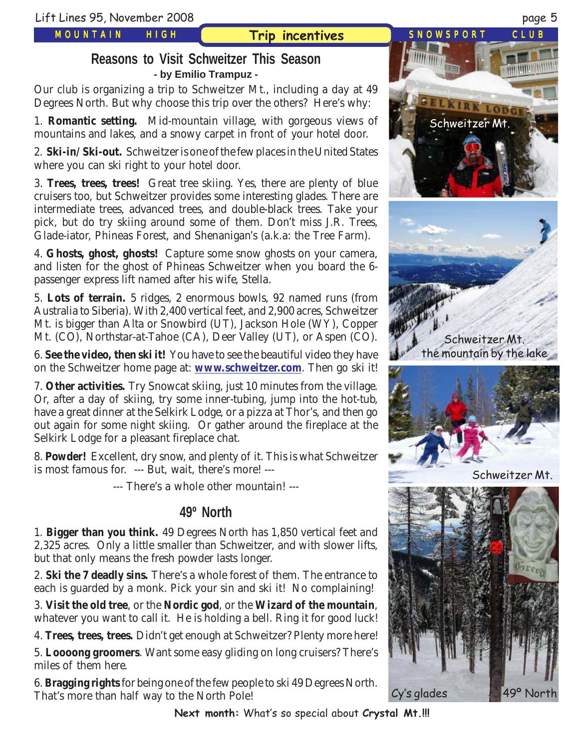## Trip incentives

# Reasons to Visit Schweitzer This Season

**- by Emilio Trampuz -**

Our club is organizing a trip to Schweitzer Mt., including a day at 49 Degrees North. But why choose this trip over the others? Here's why:

1. **Romantic setting.** Mid-mountain village, with gorgeous views of mountains and lakes, and a snowy carpet in front of your hotel door.

2. **Ski-in/Ski-out.** Schweitzer is one of the few places in the United States where you can ski right to your hotel door.

3. **Trees, trees, trees!** Great tree skiing. Yes, there are plenty of blue cruisers too, but Schweitzer provides some interesting glades. There are intermediate trees, advanced trees, and double-black trees. Take your pick, but do try skiing around some of them. Don't miss J.R. Trees, Glade-iator, Phineas Forest, and Shenanigan's (a.k.a: the Tree Farm).

4. **Ghosts, ghost, ghosts!** Capture some snow ghosts on your camera, and listen for the ghost of Phineas Schweitzer when you board the 6-passenger express lift named after his wife, Stella.

5. **Lots of terrain.** 5 ridges, 2 enormous bowls, 92 named runs (from Australia to Siberia). With 2,400 vertical feet, and 2,900 acres, Schweitzer Mt. is bigger than Alta or Snowbird (UT), Jackson Hole (WY), Copper Mt. (CO), Northstar-at-Tahoe (CA), Deer Valley (UT), or Aspen (CO).

6. **See the video, then ski it!** You have to see the beautiful video they have on the Schweitzer home page at: **www.schweitzer.com**. Then go ski it!

7. **Other activities.** Try Snowcat skiing, just 10 minutes from the village. Or, after a day of skiing, try some inner-tubing, jump into the hot-tub, have a great dinner at the Selkirk Lodge, or a pizza at Thor's, and then go out again for some night skiing. Or gather around the fireplace at the Selkirk Lodge for a pleasant fireplace chat.

8. **Powder!** Excellent, dry snow, and plenty of it. This is what Schweitzer is most famous for. --- But, wait, there's more! ---

--- There's a whole other mountain! ---

## 49° North

1. **Bigger than you think.** 49 Degrees North has 1,850 vertical feet and 2,325 acres. Only a little smaller than Schweitzer, and with slower lifts, but that only means the fresh powder lasts longer.

2. **Ski the 7 deadly sins.** There's a whole forest of them. The entrance to each is guarded by a monk. Pick your sin and ski it! No complaining!

3. **Visit the old tree**, or the **Nordic god**, or the **Wizard of the mountain**, whatever you want to call it. He is holding a bell. Ring it for good luck!

4. **Trees, trees, trees.** Didn't get enough at Schweitzer? Plenty more here!

5. **Loooong groomers**. Want some easy gliding on long cruisers? There's miles of them here.

6. **Bragging rights** for being one of the few people to ski 49 Degrees North. That's more than half way to the North Pole!

Schweitzer Mt.

Schweitzer Mt. the mountain by the lake

Schweitzer Mt.

Cy's glades — 49° North

**Next month:** What's so special about **Crystal Mt.!!!**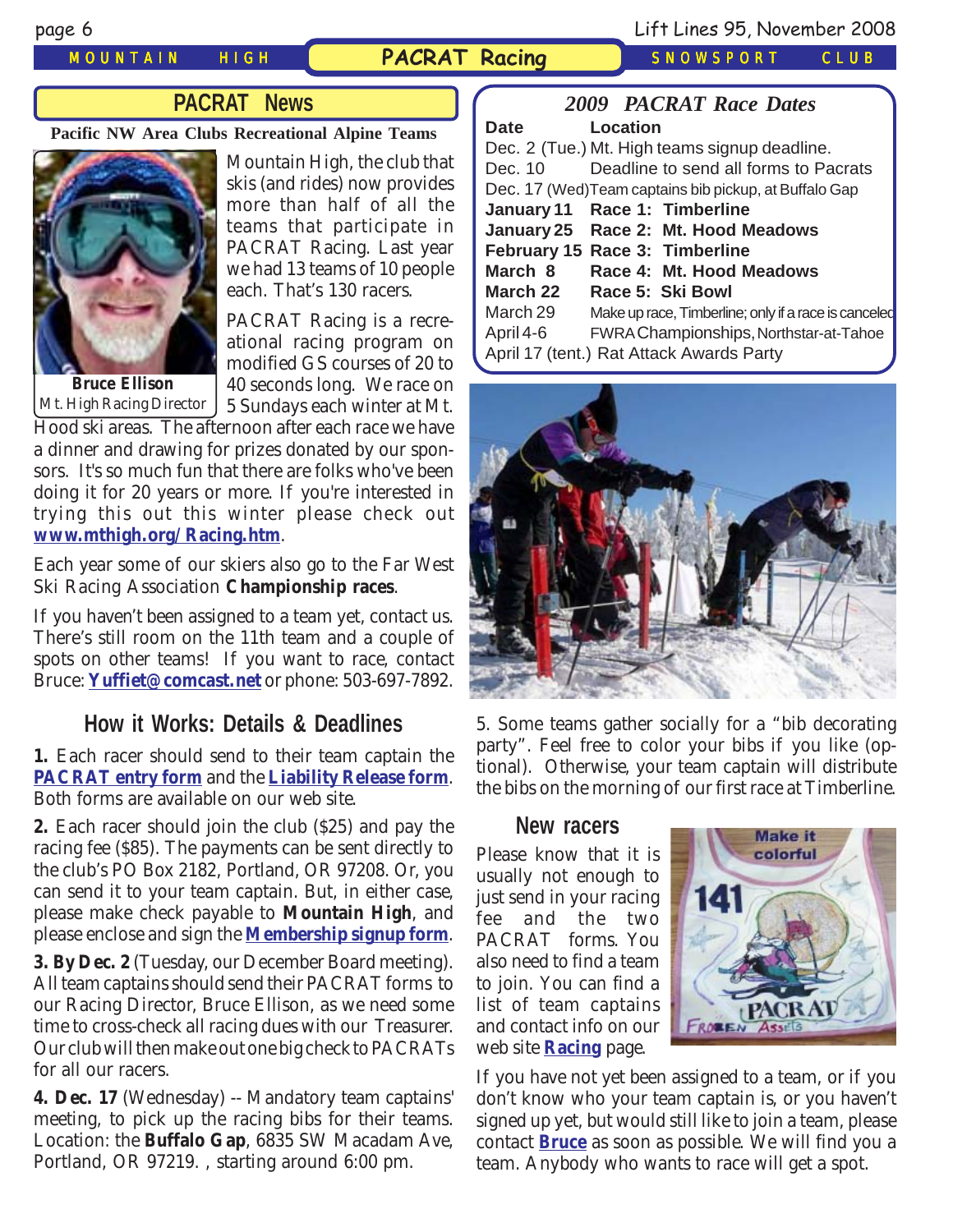## PACRAT News

**Pacific NW Area Clubs Recreational Alpine Teams**

**Bruce Ellison**
Mt. High Racing Director

Mountain High, the club that skis (and rides) now provides more than half of all the teams that participate in PACRAT Racing. Last year we had 13 teams of 10 people each. That's 130 racers.

PACRAT Racing is a recreational racing program on modified GS courses of 20 to 40 seconds long. We race on 5 Sundays each winter at Mt. Hood ski areas. The afternoon after each race we have a dinner and drawing for prizes donated by our sponsors. It's so much fun that there are folks who've been doing it for 20 years or more. If you're interested in trying this out this winter please check out **www.mthigh.org/Racing.htm**.

Each year some of our skiers also go to the Far West Ski Racing Association **Championship races**.

If you haven't been assigned to a team yet, contact us. There's still room on the 11th team and a couple of spots on other teams! If you want to race, contact Bruce: **Yuffiet@comcast.net** or phone: 503-697-7892.

## How it Works: Details & Deadlines

**1.** Each racer should send to their team captain the **PACRAT entry form** and the **Liability Release form**. Both forms are available on our web site.

**2.** Each racer should join the club ($25) and pay the racing fee ($85). The payments can be sent directly to the club's PO Box 2182, Portland, OR 97208. Or, you can send it to your team captain. But, in either case, please make check payable to **Mountain High**, and please enclose and sign the **Membership signup form**.

**3. By Dec. 2** (Tuesday, our December Board meeting). All team captains should send their PACRAT forms to our Racing Director, Bruce Ellison, as we need some time to cross-check all racing dues with our Treasurer. Our club will then make out one big check to PACRATs for all our racers.

**4. Dec. 17** (Wednesday) -- Mandatory team captains' meeting, to pick up the racing bibs for their teams. Location: the **Buffalo Gap**, 6835 SW Macadam Ave, Portland, OR 97219. , starting around 6:00 pm.

### *2009 PACRAT Race Dates*

| Date | Location |
|---|---|
| Dec. 2 (Tue.) | Mt. High teams signup deadline. |
| Dec. 10 | Deadline to send all forms to Pacrats |
| Dec. 17 (Wed) | Team captains bib pickup, at Buffalo Gap |
| **January 11** | **Race 1: Timberline** |
| **January 25** | **Race 2: Mt. Hood Meadows** |
| **February 15** | **Race 3: Timberline** |
| **March 8** | **Race 4: Mt. Hood Meadows** |
| **March 22** | **Race 5: Ski Bowl** |
| March 29 | Make up race, Timberline; only if a race is canceled |
| April 4-6 | FWRA Championships, Northstar-at-Tahoe |
| April 17 (tent.) | Rat Attack Awards Party |

5. Some teams gather socially for a "bib decorating party". Feel free to color your bibs if you like (optional). Otherwise, your team captain will distribute the bibs on the morning of our first race at Timberline.

## New racers

Please know that it is usually not enough to just send in your racing fee and the two PACRAT forms. You also need to find a team to join. You can find a list of team captains and contact info on our web site **Racing** page.

If you have not yet been assigned to a team, or if you don't know who your team captain is, or you haven't signed up yet, but would still like to join a team, please contact **Bruce** as soon as possible. We will find you a team. Anybody who wants to race will get a spot.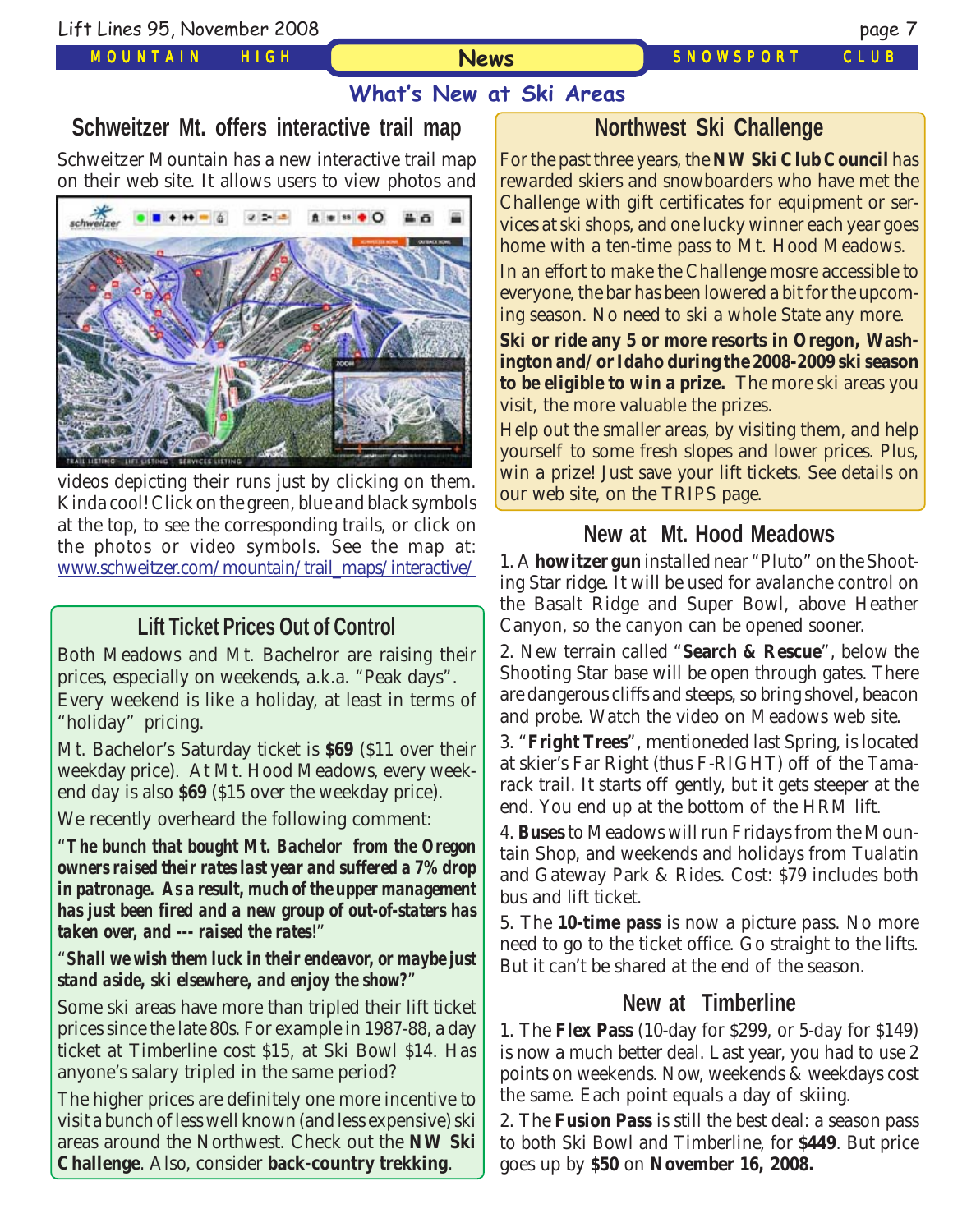## What's New at Ski Areas

### Schweitzer Mt. offers interactive trail map

Schweitzer Mountain has a new interactive trail map on their web site. It allows users to view photos and videos depicting their runs just by clicking on them. Kinda cool! Click on the green, blue and black symbols at the top, to see the corresponding trails, or click on the photos or video symbols. See the map at: www.schweitzer.com/mountain/trail_maps/interactive/

### Lift Ticket Prices Out of Control

Both Meadows and Mt. Bachelror are raising their prices, especially on weekends, a.k.a. "Peak days". Every weekend is like a holiday, at least in terms of "holiday" pricing.

Mt. Bachelor's Saturday ticket is **$69** ($11 over their weekday price). At Mt. Hood Meadows, every weekend day is also **$69** ($15 over the weekday price).

We recently overheard the following comment:

"***The bunch that bought Mt. Bachelor from the Oregon owners raised their rates last year and suffered a 7% drop in patronage. As a result, much of the upper management has just been fired and a new group of out-of-staters has taken over, and --- raised the rates***!"

"***Shall we wish them luck in their endeavor, or maybe just stand aside, ski elsewhere, and enjoy the show?***"

Some ski areas have more than tripled their lift ticket prices since the late 80s. For example in 1987-88, a day ticket at Timberline cost $15, at Ski Bowl $14. Has anyone's salary tripled in the same period?

The higher prices are definitely one more incentive to visit a bunch of less well known (and less expensive) ski areas around the Northwest. Check out the **NW Ski Challenge**. Also, consider **back-country trekking**.

### Northwest Ski Challenge

For the past three years, the **NW Ski Club Council** has rewarded skiers and snowboarders who have met the Challenge with gift certificates for equipment or services at ski shops, and one lucky winner each year goes home with a ten-time pass to Mt. Hood Meadows.

In an effort to make the Challenge mosre accessible to everyone, the bar has been lowered a bit for the upcoming season. No need to ski a whole State any more.

**Ski or ride any 5 or more resorts in Oregon, Washington and/or Idaho during the 2008-2009 ski season to be eligible to win a prize.** The more ski areas you visit, the more valuable the prizes.

Help out the smaller areas, by visiting them, and help yourself to some fresh slopes and lower prices. Plus, win a prize! Just save your lift tickets. See details on our web site, on the TRIPS page.

### New at Mt. Hood Meadows

1. A **howitzer gun** installed near "Pluto" on the Shooting Star ridge. It will be used for avalanche control on the Basalt Ridge and Super Bowl, above Heather Canyon, so the canyon can be opened sooner.
2. New terrain called "**Search & Rescue**", below the Shooting Star base will be open through gates. There are dangerous cliffs and steeps, so bring shovel, beacon and probe. Watch the video on Meadows web site.
3. "**Fright Trees**", mentioneded last Spring, is located at skier's Far Right (thus F-RIGHT) off of the Tamarack trail. It starts off gently, but it gets steeper at the end. You end up at the bottom of the HRM lift.
4. **Buses** to Meadows will run Fridays from the Mountain Shop, and weekends and holidays from Tualatin and Gateway Park & Rides. Cost: $79 includes both bus and lift ticket.
5. The **10-time pass** is now a picture pass. No more need to go to the ticket office. Go straight to the lifts. But it can't be shared at the end of the season.

### New at Timberline

1. The **Flex Pass** (10-day for $299, or 5-day for $149) is now a much better deal. Last year, you had to use 2 points on weekends. Now, weekends & weekdays cost the same. Each point equals a day of skiing.
2. The **Fusion Pass** is still the best deal: a season pass to both Ski Bowl and Timberline, for **$449**. But price goes up by **$50** on **November 16, 2008.**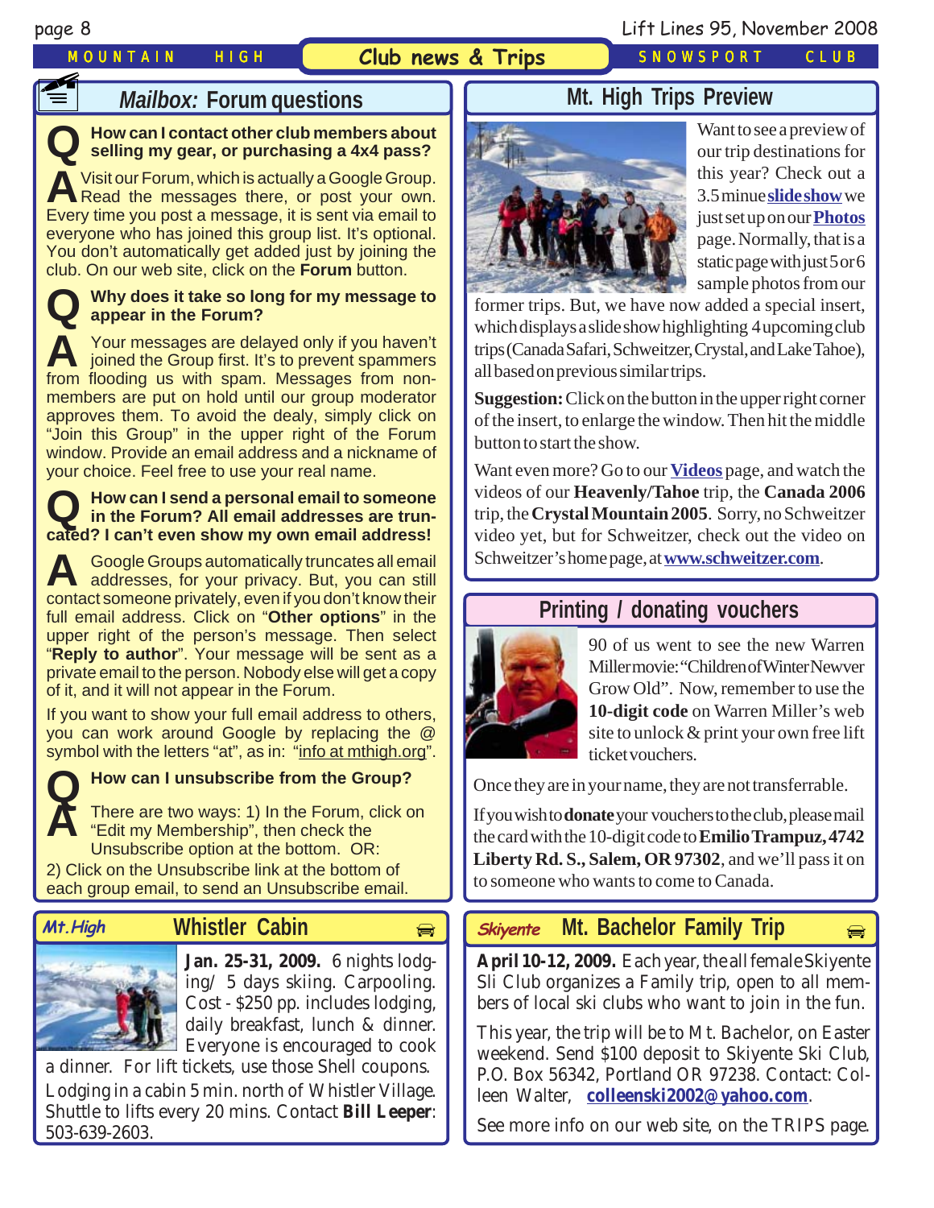## Mailbox: Forum questions

**Q How can I contact other club members about selling my gear, or purchasing a 4x4 pass?**

**A** Visit our Forum, which is actually a Google Group. Read the messages there, or post your own. Every time you post a message, it is sent via email to everyone who has joined this group list. It's optional. You don't automatically get added just by joining the club. On our web site, click on the **Forum** button.

**Q Why does it take so long for my message to appear in the Forum?**

**A** Your messages are delayed only if you haven't joined the Group first. It's to prevent spammers from flooding us with spam. Messages from non-members are put on hold until our group moderator approves them. To avoid the dealy, simply click on "Join this Group" in the upper right of the Forum window. Provide an email address and a nickname of your choice. Feel free to use your real name.

**Q How can I send a personal email to someone in the Forum? All email addresses are truncated? I can't even show my own email address!**

**A** Google Groups automatically truncates all email addresses, for your privacy. But, you can still contact someone privately, even if you don't know their full email address. Click on "**Other options**" in the upper right of the person's message. Then select "**Reply to author**". Your message will be sent as a private email to the person. Nobody else will get a copy of it, and it will not appear in the Forum.

If you want to show your full email address to others, you can work around Google by replacing the @ symbol with the letters "at", as in: "info at mthigh.org".

**Q How can I unsubscribe from the Group?**

**A** There are two ways: 1) In the Forum, click on "Edit my Membership", then check the Unsubscribe option at the bottom. OR:
2) Click on the Unsubscribe link at the bottom of each group email, to send an Unsubscribe email.

## Mt. High Trips Preview

Want to see a preview of our trip destinations for this year? Check out a 3.5 minue **slide show** we just set up on our **Photos** page. Normally, that is a static page with just 5 or 6 sample photos from our former trips. But, we have now added a special insert, which displays a slide show highlighting 4 upcoming club trips (Canada Safari, Schweitzer, Crystal, and Lake Tahoe), all based on previous similar trips.

**Suggestion:** Click on the button in the upper right corner of the insert, to enlarge the window. Then hit the middle button to start the show.

Want even more? Go to our **Videos** page, and watch the videos of our **Heavenly/Tahoe** trip, the **Canada 2006** trip, the **Crystal Mountain 2005**. Sorry, no Schweitzer video yet, but for Schweitzer, check out the video on Schweitzer's home page, at **www.schweitzer.com**.

## Printing / donating vouchers

90 of us went to see the new Warren Miller movie: "Children of Winter Newver Grow Old". Now, remember to use the **10-digit code** on Warren Miller's web site to unlock & print your own free lift ticket vouchers.

Once they are in your name, they are not transferrable.

If you wish to **donate** your vouchers to the club, please mail the card with the 10-digit code to **Emilio Trampuz, 4742 Liberty Rd. S., Salem, OR 97302**, and we'll pass it on to someone who wants to come to Canada.

## *Mt.High* Whistler Cabin

**Jan. 25-31, 2009.** 6 nights lodging/ 5 days skiing. Carpooling. Cost - $250 pp. includes lodging, daily breakfast, lunch & dinner. Everyone is encouraged to cook a dinner. For lift tickets, use those Shell coupons.

Lodging in a cabin 5 min. north of Whistler Village. Shuttle to lifts every 20 mins. Contact **Bill Leeper**: 503-639-2603.

## *Skiyente* Mt. Bachelor Family Trip

**April 10-12, 2009.** Each year, the all female Skiyente Sli Club organizes a Family trip, open to all members of local ski clubs who want to join in the fun.

This year, the trip will be to Mt. Bachelor, on Easter weekend. Send $100 deposit to Skiyente Ski Club, P.O. Box 56342, Portland OR 97238. Contact: Colleen Walter, **colleenski2002@yahoo.com**.

See more info on our web site, on the TRIPS page.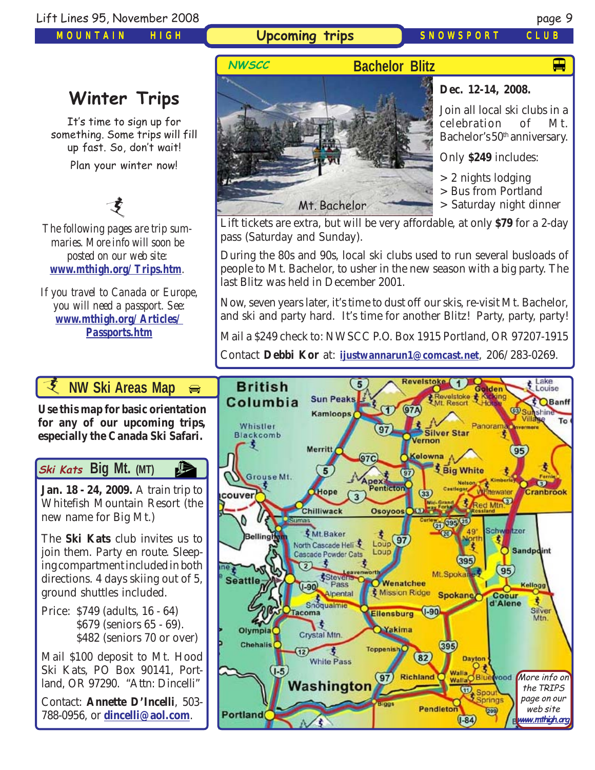# Upcoming trips

## Winter Trips

It's time to sign up for something. Some trips will fill up fast. So, don't wait!

Plan your winter now!

The following pages are trip summaries. More info will soon be posted on our web site: **www.mthigh.org/Trips.htm**.

If you travel to Canada or Europe, you will need a passport. See: **www.mthigh.org/Articles/Passports.htm**

## NWSCC — Bachelor Blitz

Mt. Bachelor

**Dec. 12-14, 2008.**

Join all local ski clubs in a celebration of Mt. Bachelor's 50th anniversary.

Only **$249** includes:

> 2 nights lodging
> Bus from Portland
> Saturday night dinner

Lift tickets are extra, but will be very affordable, at only **$79** for a 2-day pass (Saturday and Sunday).

During the 80s and 90s, local ski clubs used to run several busloads of people to Mt. Bachelor, to usher in the new season with a big party. The last Blitz was held in December 2001.

Now, seven years later, it's time to dust off our skis, re-visit Mt. Bachelor, and ski and party hard. It's time for another Blitz! Party, party, party!

Mail a $249 check to: NWSCC P.O. Box 1915 Portland, OR 97207-1915

Contact **Debbi Kor** at: **ijustwannarun1@comcast.net**, 206/283-0269.

## NW Ski Areas Map

**Use this map for basic orientation for any of our upcoming trips, especially the Canada Ski Safari.**

More info on the TRIPS page on our web site www.mthigh.org

## Ski Kats — Big Mt. (MT)

**Jan. 18 - 24, 2009.** A train trip to Whitefish Mountain Resort (the new name for Big Mt.)

The **Ski Kats** club invites us to join them. Party en route. Sleeping compartment included in both directions. 4 days skiing out of 5, ground shuttles included.

Price: $749 (adults, 16 - 64)
$679 (seniors 65 - 69).
$482 (seniors 70 or over)

Mail $100 deposit to Mt. Hood Ski Kats, PO Box 90141, Portland, OR 97290. "Attn: Dincelli"

Contact: **Annette D'Incelli**, 503-788-0956, or **dincelli@aol.com**.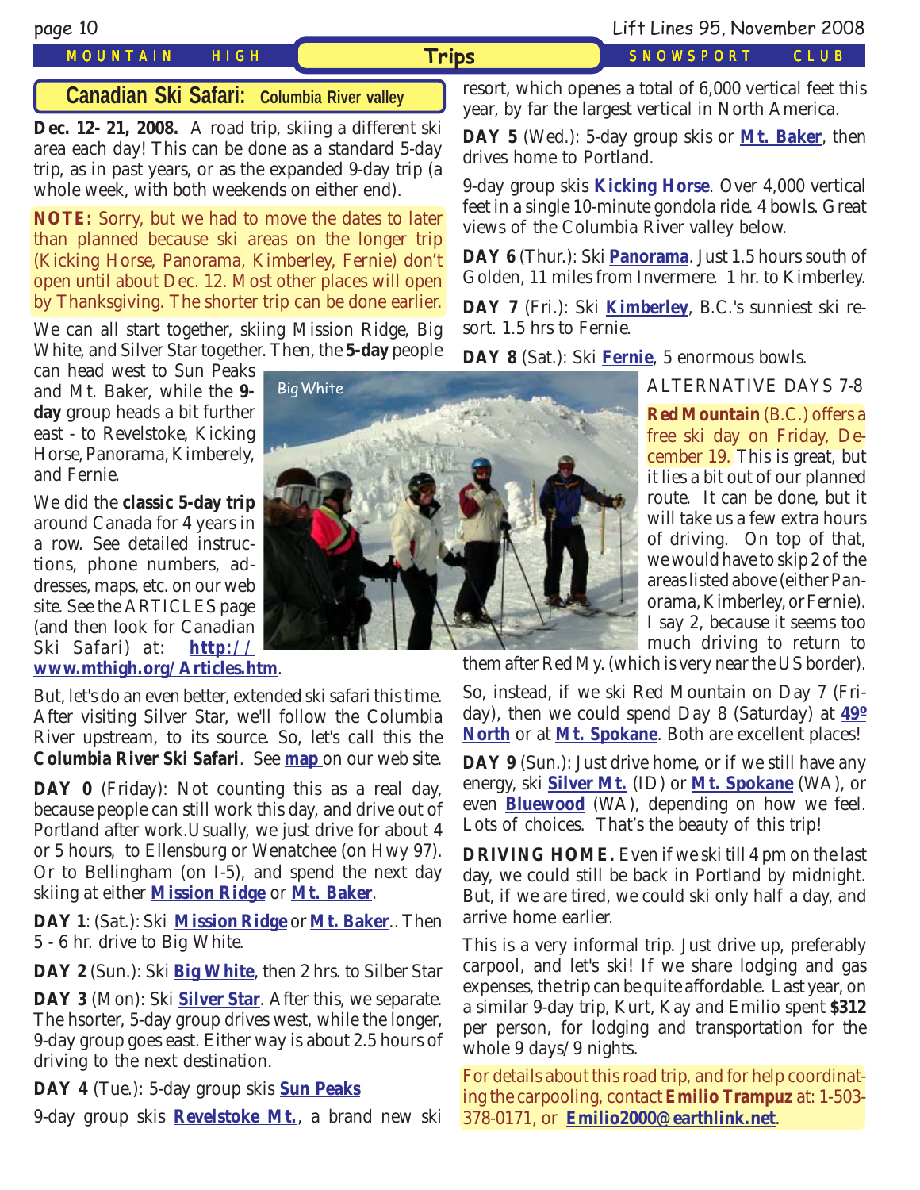## Canadian Ski Safari: Columbia River valley

**Dec. 12- 21, 2008.** A road trip, skiing a different ski area each day! This can be done as a standard 5-day trip, as in past years, or as the expanded 9-day trip (a whole week, with both weekends on either end).

**NOTE:** Sorry, but we had to move the dates to later than planned because ski areas on the longer trip (Kicking Horse, Panorama, Kimberley, Fernie) don't open until about Dec. 12. Most other places will open by Thanksgiving. The shorter trip can be done earlier.

We can all start together, skiing Mission Ridge, Big White, and Silver Star together. Then, the **5-day** people can head west to Sun Peaks and Mt. Baker, while the **9-day** group heads a bit further east - to Revelstoke, Kicking Horse, Panorama, Kimberely, and Fernie.

We did the **classic 5-day trip** around Canada for 4 years in a row. See detailed instructions, phone numbers, addresses, maps, etc. on our web site. See the ARTICLES page (and then look for Canadian Ski Safari) at: **http://www.mthigh.org/Articles.htm**.

Big White

But, let's do an even better, extended ski safari this time. After visiting Silver Star, we'll follow the Columbia River upstream, to its source. So, let's call this the **Columbia River Ski Safari**. See **map** on our web site.

**DAY 0** (Friday): Not counting this as a real day, because people can still work this day, and drive out of Portland after work.Usually, we just drive for about 4 or 5 hours, to Ellensburg or Wenatchee (on Hwy 97). Or to Bellingham (on I-5), and spend the next day skiing at either **Mission Ridge** or **Mt. Baker**.

**DAY 1**: (Sat.): Ski **Mission Ridge** or **Mt. Baker**.. Then 5 - 6 hr. drive to Big White.

**DAY 2** (Sun.): Ski **Big White**, then 2 hrs. to Silber Star

**DAY 3** (Mon): Ski **Silver Star**. After this, we separate. The hsorter, 5-day group drives west, while the longer, 9-day group goes east. Either way is about 2.5 hours of driving to the next destination.

**DAY 4** (Tue.): 5-day group skis **Sun Peaks**

9-day group skis **Revelstoke Mt.**, a brand new ski resort, which openes a total of 6,000 vertical feet this year, by far the largest vertical in North America.

**DAY 5** (Wed.): 5-day group skis or **Mt. Baker**, then drives home to Portland.

9-day group skis **Kicking Horse**. Over 4,000 vertical feet in a single 10-minute gondola ride. 4 bowls. Great views of the Columbia River valley below.

**DAY 6** (Thur.): Ski **Panorama**. Just 1.5 hours south of Golden, 11 miles from Invermere. 1 hr. to Kimberley.

**DAY 7** (Fri.): Ski **Kimberley**, B.C.'s sunniest ski resort. 1.5 hrs to Fernie.

**DAY 8** (Sat.): Ski **Fernie**, 5 enormous bowls.

ALTERNATIVE DAYS 7-8

**Red Mountain** (B.C.) offers a free ski day on Friday, December 19. This is great, but it lies a bit out of our planned route. It can be done, but it will take us a few extra hours of driving. On top of that, we would have to skip 2 of the areas listed above (either Panorama, Kimberley, or Fernie). I say 2, because it seems too much driving to return to them after Red My. (which is very near the US border).

So, instead, if we ski Red Mountain on Day 7 (Friday), then we could spend Day 8 (Saturday) at **49º North** or at **Mt. Spokane**. Both are excellent places!

**DAY 9** (Sun.): Just drive home, or if we still have any energy, ski **Silver Mt.** (ID) or **Mt. Spokane** (WA), or even **Bluewood** (WA), depending on how we feel. Lots of choices. That's the beauty of this trip!

**DRIVING HOME.** Even if we ski till 4 pm on the last day, we could still be back in Portland by midnight. But, if we are tired, we could ski only half a day, and arrive home earlier.

This is a very informal trip. Just drive up, preferably carpool, and let's ski! If we share lodging and gas expenses, the trip can be quite affordable. Last year, on a similar 9-day trip, Kurt, Kay and Emilio spent **$312** per person, for lodging and transportation for the whole 9 days/9 nights.

For details about this road trip, and for help coordinating the carpooling, contact **Emilio Trampuz** at: 1-503-378-0171, or **Emilio2000@earthlink.net**.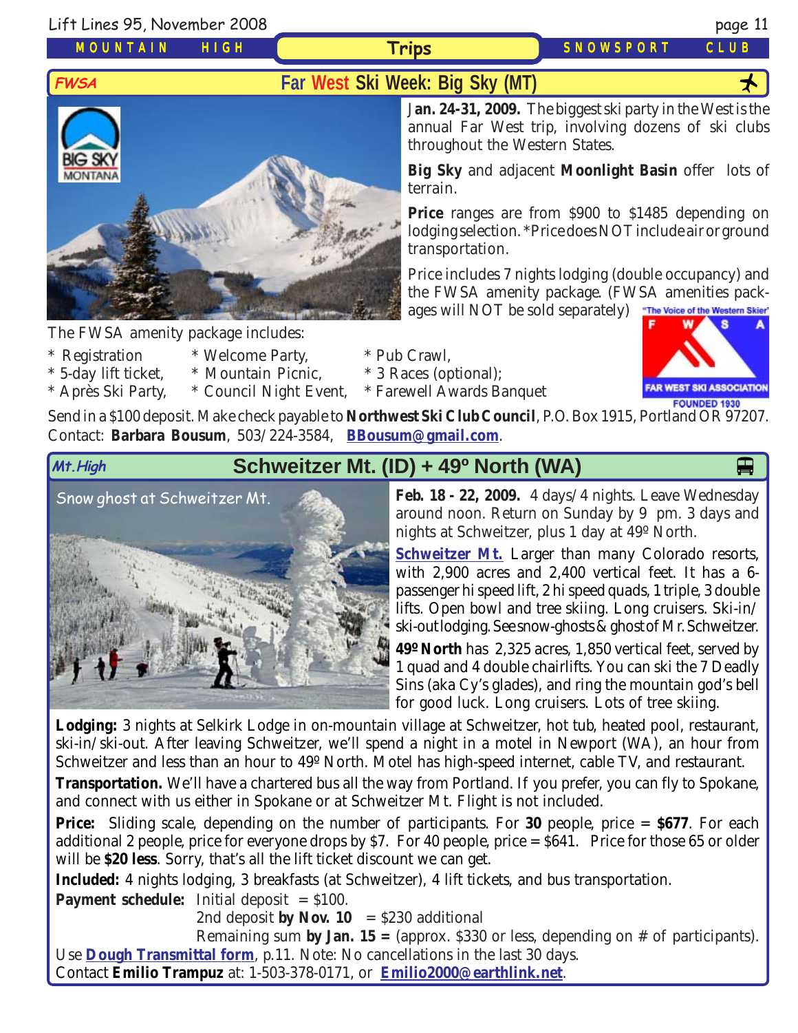## FWSA — Far West Ski Week: Big Sky (MT)

**Jan. 24-31, 2009.** The biggest ski party in the West is the annual Far West trip, involving dozens of ski clubs throughout the Western States.

**Big Sky** and adjacent **Moonlight Basin** offer lots of terrain.

**Price** ranges are from $900 to $1485 depending on lodging selection. *Price does NOT include air or ground transportation.

Price includes 7 nights lodging (double occupancy) and the FWSA amenity package. (FWSA amenities packages will NOT be sold separately)

The FWSA amenity package includes:

* Registration
* 5-day lift ticket,
* Après Ski Party,
* Welcome Party,
* Mountain Picnic,
* Council Night Event,
* Pub Crawl,
* 3 Races (optional);
* Farewell Awards Banquet

Send in a $100 deposit. Make check payable to **Northwest Ski Club Council**, P.O. Box 1915, Portland OR 97207. Contact: **Barbara Bousum**, 503/224-3584, **BBousum@gmail.com**.

## Mt.High — Schweitzer Mt. (ID) + 49º North (WA)

Snow ghost at Schweitzer Mt.

**Feb. 18 - 22, 2009.** 4 days/4 nights. Leave Wednesday around noon. Return on Sunday by 9 pm. 3 days and nights at Schweitzer, plus 1 day at 49º North.

**Schweitzer Mt.** Larger than many Colorado resorts, with 2,900 acres and 2,400 vertical feet. It has a 6-passenger hi speed lift, 2 hi speed quads, 1 triple, 3 double lifts. Open bowl and tree skiing. Long cruisers. Ski-in/ski-out lodging. See snow-ghosts & ghost of Mr. Schweitzer.

**49º North** has 2,325 acres, 1,850 vertical feet, served by 1 quad and 4 double chairlifts. You can ski the 7 Deadly Sins (aka Cy's glades), and ring the mountain god's bell for good luck. Long cruisers. Lots of tree skiing.

**Lodging:** 3 nights at Selkirk Lodge in on-mountain village at Schweitzer, hot tub, heated pool, restaurant, ski-in/ski-out. After leaving Schweitzer, we'll spend a night in a motel in Newport (WA), an hour from Schweitzer and less than an hour to 49º North. Motel has high-speed internet, cable TV, and restaurant.

**Transportation.** We'll have a chartered bus all the way from Portland. If you prefer, you can fly to Spokane, and connect with us either in Spokane or at Schweitzer Mt. Flight is not included.

**Price:** Sliding scale, depending on the number of participants. For **30** people, price = **$677**. For each additional 2 people, price for everyone drops by $7. For 40 people, price = $641. Price for those 65 or older will be **$20 less**. Sorry, that's all the lift ticket discount we can get.

**Included:** 4 nights lodging, 3 breakfasts (at Schweitzer), 4 lift tickets, and bus transportation.

**Payment schedule:** Initial deposit = $100.
2nd deposit **by Nov. 10** = $230 additional
Remaining sum **by Jan. 15 =** (approx. $330 or less, depending on # of participants).

Use **Dough Transmittal form**, p.11. Note: No cancellations in the last 30 days.
Contact **Emilio Trampuz** at: 1-503-378-0171, or **Emilio2000@earthlink.net**.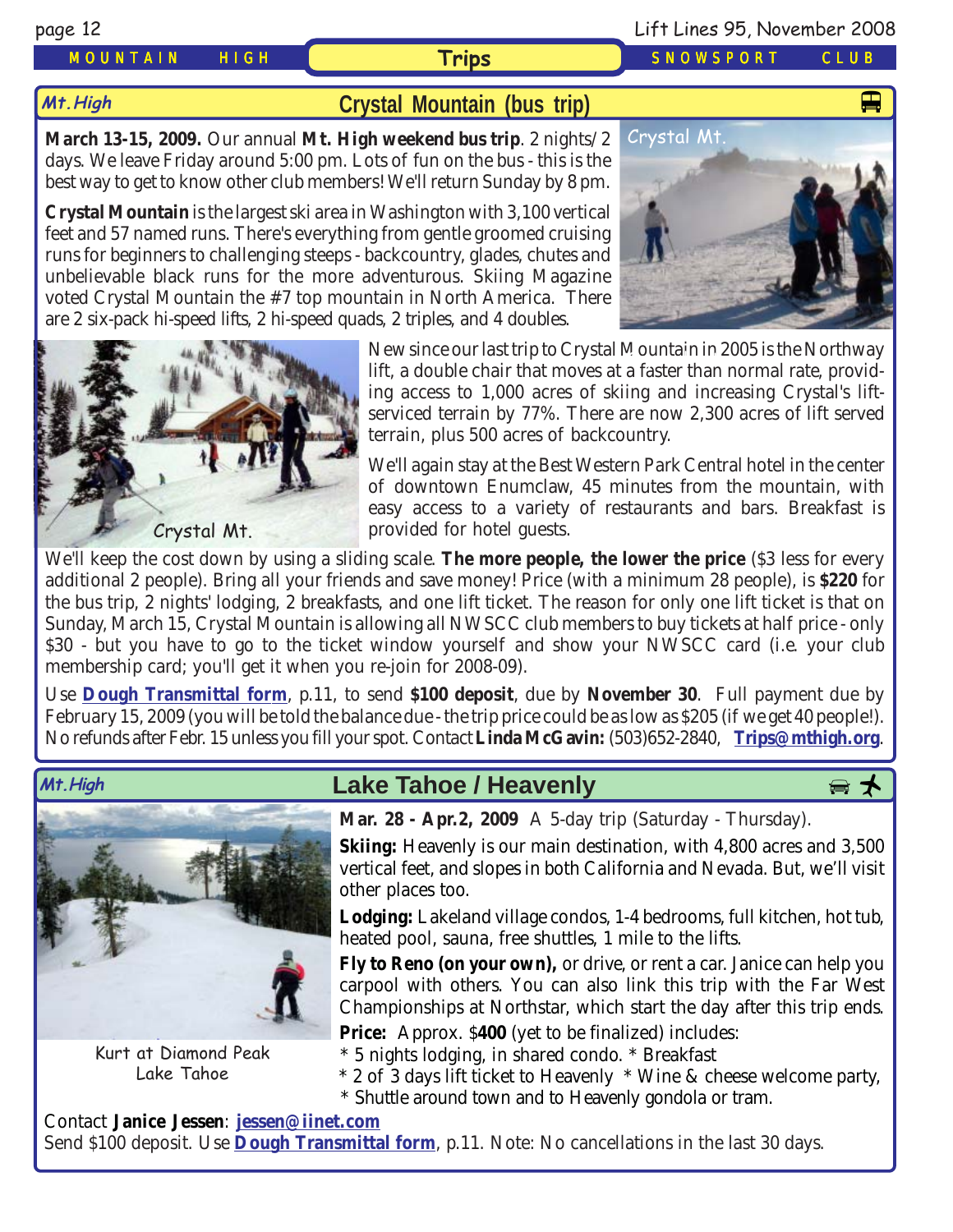## Crystal Mountain (bus trip)

Mt. High

**March 13-15, 2009.** Our annual **Mt. High weekend bus trip**. 2 nights/2 days. We leave Friday around 5:00 pm. Lots of fun on the bus - this is the best way to get to know other club members! We'll return Sunday by 8 pm.

**Crystal Mountain** is the largest ski area in Washington with 3,100 vertical feet and 57 named runs. There's everything from gentle groomed cruising runs for beginners to challenging steeps - backcountry, glades, chutes and unbelievable black runs for the more adventurous. Skiing Magazine voted Crystal Mountain the #7 top mountain in North America. There are 2 six-pack hi-speed lifts, 2 hi-speed quads, 2 triples, and 4 doubles.

Crystal Mt.

Crystal Mt.

New since our last trip to Crystal Mountain in 2005 is the Northway lift, a double chair that moves at a faster than normal rate, providing access to 1,000 acres of skiing and increasing Crystal's lift-serviced terrain by 77%. There are now 2,300 acres of lift served terrain, plus 500 acres of backcountry.

We'll again stay at the Best Western Park Central hotel in the center of downtown Enumclaw, 45 minutes from the mountain, with easy access to a variety of restaurants and bars. Breakfast is provided for hotel guests.

We'll keep the cost down by using a sliding scale. **The more people, the lower the price** ($3 less for every additional 2 people). Bring all your friends and save money! Price (with a minimum 28 people), is **$220** for the bus trip, 2 nights' lodging, 2 breakfasts, and one lift ticket. The reason for only one lift ticket is that on Sunday, March 15, Crystal Mountain is allowing all NWSCC club members to buy tickets at half price - only $30 - but you have to go to the ticket window yourself and show your NWSCC card (i.e. your club membership card; you'll get it when you re-join for 2008-09).

Use **Dough Transmittal form**, p.11, to send **$100 deposit**, due by **November 30**. Full payment due by February 15, 2009 (you will be told the balance due - the trip price could be as low as $205 (if we get 40 people!). No refunds after Febr. 15 unless you fill your spot. Contact **Linda McGavin:** (503)652-2840, **Trips@mthigh.org**.

## Lake Tahoe / Heavenly

Mt. High

Kurt at Diamond Peak
Lake Tahoe

**Mar. 28 - Apr.2, 2009** A 5-day trip (Saturday - Thursday).

**Skiing:** Heavenly is our main destination, with 4,800 acres and 3,500 vertical feet, and slopes in both California and Nevada. But, we'll visit other places too.

**Lodging:** Lakeland village condos, 1-4 bedrooms, full kitchen, hot tub, heated pool, sauna, free shuttles, 1 mile to the lifts.

**Fly to Reno (on your own),** or drive, or rent a car. Janice can help you carpool with others. You can also link this trip with the Far West Championships at Northstar, which start the day after this trip ends.

**Price:** Approx. $**400** (yet to be finalized) includes:
* 5 nights lodging, in shared condo. * Breakfast
* 2 of 3 days lift ticket to Heavenly * Wine & cheese welcome party,
* Shuttle around town and to Heavenly gondola or tram.

Contact **Janice Jessen**: **jessen@iinet.com**
Send $100 deposit. Use **Dough Transmittal form**, p.11. Note: No cancellations in the last 30 days.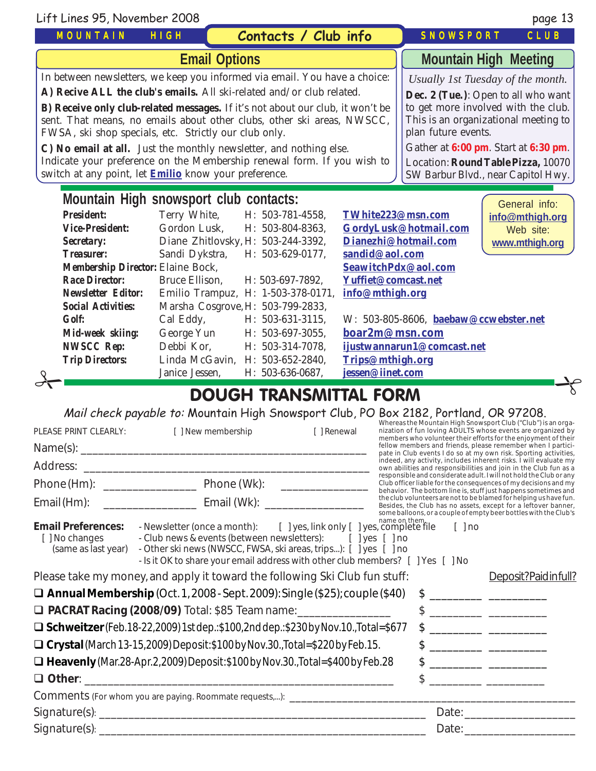## Contacts / Club info

### Email Options

In between newsletters, we keep you informed via email. You have a choice:

**A) Recive ALL the club's emails.** All ski-related and/or club related.

**B) Receive only club-related messages.** If it's not about our club, it won't be sent. That means, no emails about other clubs, other ski areas, NWSCC, FWSA, ski shop specials, etc. Strictly our club only.

**C) No email at all.** Just the monthly newsletter, and nothing else.

Indicate your preference on the Membership renewal form. If you wish to switch at any point, let **Emilio** know your preference.

### Mountain High Meeting

*Usually 1st Tuesday of the month.*

**Dec. 2 (Tue.)**: Open to all who want to get more involved with the club. This is an organizational meeting to plan future events.

Gather at **6:00 pm**. Start at **6:30 pm**.

Location: **Round Table Pizza,** 10070 SW Barbur Blvd., near Capitol Hwy.

### Mountain High snowsport club contacts:

General info: **info@mthigh.org**
Web site: **www.mthigh.org**

| Position | Name | Phone | Email |
|---|---|---|---|
| **President:** | Terry White, | H: 503-781-4558, | TWhite223@msn.com |
| **Vice-President:** | Gordon Lusk, | H: 503-804-8363, | GordyLusk@hotmail.com |
| **Secretary:** | Diane Zhitlovsky, | H: 503-244-3392, | Dianezhi@hotmail.com |
| **Treasurer:** | Sandi Dykstra, | H: 503-629-0177, | sandid@aol.com |
| **Membership Director:** | Elaine Bock, | | SeawitchPdx@aol.com |
| **Race Director:** | Bruce Ellison, | H: 503-697-7892, | Yuffiet@comcast.net |
| **Newsletter Editor:** | Emilio Trampuz, | H: 1-503-378-0171, | info@mthigh.org |
| **Social Activities:** | Marsha Cosgrove, | H: 503-799-2833, | |
| **Golf:** | Cal Eddy, | H: 503-631-3115, | W: 503-805-8606, baebaw@ccwebster.net |
| **Mid-week skiing:** | George Yun | H: 503-697-3055, | boar2m@msn.com |
| **NWSCC Rep:** | Debbi Kor, | H: 503-314-7078, | ijustwannarun1@comcast.net |
| **Trip Directors:** | Linda McGavin, | H: 503-652-2840, | Trips@mthigh.org |
| | Janice Jessen, | H: 503-636-0687, | jessen@iinet.com |

## DOUGH TRANSMITTAL FORM

*Mail check payable to:* Mountain High Snowsport Club, PO Box 2182, Portland, OR 97208.

Whereas the Mountain High Snowsport Club ("Club") is an organization of fun loving ADULTS whose events are organized by members who volunteer their efforts for the enjoyment of their fellow members and friends, please remember when I participate in Club events I do so at my own risk. Sporting activities, indeed, any activity, includes inherent risks. I will evaluate my own abilities and responsibilities and join in the Club fun as a responsible and considerate adult. I will not hold the Club or any Club officer liable for the consequences of my decisions and my behavior. The bottom line is, stuff just happens sometimes and the club volunteers are not to be blamed for helping us have fun. Besides, the Club has no assets, except for a leftover banner, some balloons, or a couple of empty beer bottles with the Club's name on them.

PLEASE PRINT CLEARLY: [ ] New membership [ ] Renewal

Name(s): ____________________________________________

Address: ____________________________________________

Phone (Hm): ______________ Phone (Wk): ______________

Email (Hm): ______________ Email (Wk): ______________

**Email Preferences:**
[ ] No changes (same as last year)

- Newsletter (once a month): [ ] yes, link only [ ] yes, complete file [ ] no
- Club news & events (between newsletters): [ ] yes [ ] no
- Other ski news (NWSCC, FWSA, ski areas, trips...): [ ] yes [ ] no
- Is it OK to share your email address with other club members? [ ] Yes [ ] No

Please take my money, and apply it toward the following Ski Club fun stuff: Deposit? Paid in full?

- ❑ **Annual Membership** (Oct. 1, 2008 - Sept. 2009): Single ($25); couple ($40) $ ________ ________
- ❑ **PACRAT Racing (2008/09)** Total: $85 Team name:______________ $ ________ ________
- ❑ **Schweitzer** (Feb.18-22, 2009) 1st dep.: $100, 2nd dep.: $230 by Nov.10., Total=$677 $ ________ ________
- ❑ **Crystal** (March 13-15, 2009) Deposit: $100 by Nov.30., Total=$220 by Feb.15. $ ________ ________
- ❑ **Heavenly** (Mar.28-Apr.2, 2009) Deposit: $100 by Nov.30., Total=$400 by Feb.28 $ ________ ________
- ❑ **Other**: ____________________________________________ $ ________ ________

Comments (For whom you are paying. Roommate requests,...): ____________________________

Signature(s): ____________________________________________ Date: ______________

Signature(s): ____________________________________________ Date: ______________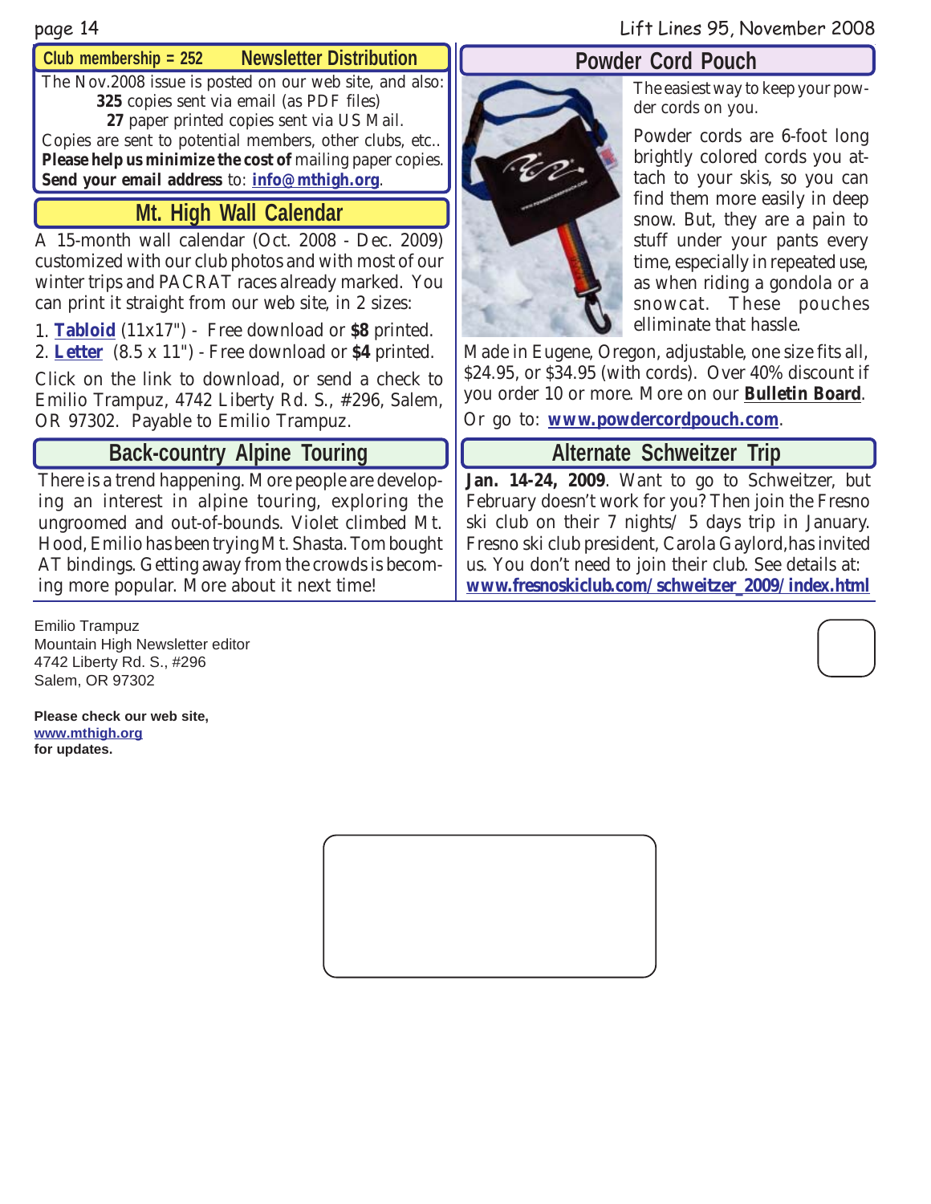## Club membership = 252 Newsletter Distribution

The Nov.2008 issue is posted on our web site, and also:
**325** copies sent via email (as PDF files)
**27** paper printed copies sent via US Mail.
Copies are sent to potential members, other clubs, etc..
**Please help us minimize the cost of** mailing paper copies.
**Send your email address** to: **info@mthigh.org**.

## Mt. High Wall Calendar

A 15-month wall calendar (Oct. 2008 - Dec. 2009) customized with our club photos and with most of our winter trips and PACRAT races already marked. You can print it straight from our web site, in 2 sizes:

1. **Tabloid** (11x17") - Free download or **$8** printed.
2. **Letter** (8.5 x 11") - Free download or **$4** printed.

Click on the link to download, or send a check to Emilio Trampuz, 4742 Liberty Rd. S., #296, Salem, OR 97302. Payable to Emilio Trampuz.

## Back-country Alpine Touring

There is a trend happening. More people are developing an interest in alpine touring, exploring the ungroomed and out-of-bounds. Violet climbed Mt. Hood, Emilio has been trying Mt. Shasta. Tom bought AT bindings. Getting away from the crowds is becoming more popular. More about it next time!

## Powder Cord Pouch

The easiest way to keep your powder cords on you.

Powder cords are 6-foot long brightly colored cords you attach to your skis, so you can find them more easily in deep snow. But, they are a pain to stuff under your pants every time, especially in repeated use, as when riding a gondola or a snowcat. These pouches elliminate that hassle.

Made in Eugene, Oregon, adjustable, one size fits all, $24.95, or $34.95 (with cords). Over 40% discount if you order 10 or more. More on our **Bulletin Board**.

Or go to: **www.powdercordpouch.com**.

## Alternate Schweitzer Trip

**Jan. 14-24, 2009**. Want to go to Schweitzer, but February doesn't work for you? Then join the Fresno ski club on their 7 nights/ 5 days trip in January. Fresno ski club president, Carola Gaylord,has invited us. You don't need to join their club. See details at:
**www.fresnoskiclub.com/schweitzer_2009/index.html**

Emilio Trampuz
Mountain High Newsletter editor
4742 Liberty Rd. S., #296
Salem, OR 97302

**Please check our web site,**
**www.mthigh.org**
**for updates.**